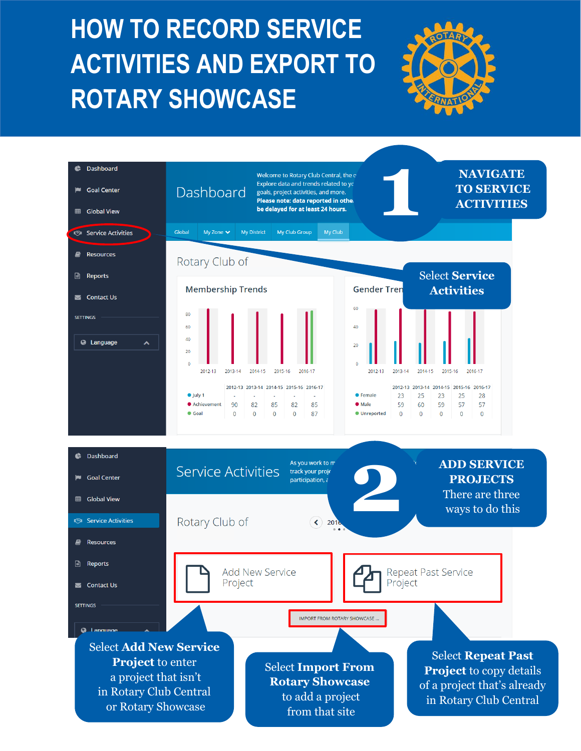# HOW TO RECORD SERVICE ACTIVITIES AND EXPORT TO ROTARY SHOWCASE

## 1 NAVIGATE TO SERVICE ACTIVITIES

Select **Service Activities**

## 2 ADD SERVICE PROJECTS

There are three ways to do this

Select **Add New Service Project** to enter a project that isn't in Rotary Club Central or Rotary Showcase

Select **Import From Rotary Showcase** to add a project from that site

Select **Repeat Past Project** to copy details of a project that's already in Rotary Club Central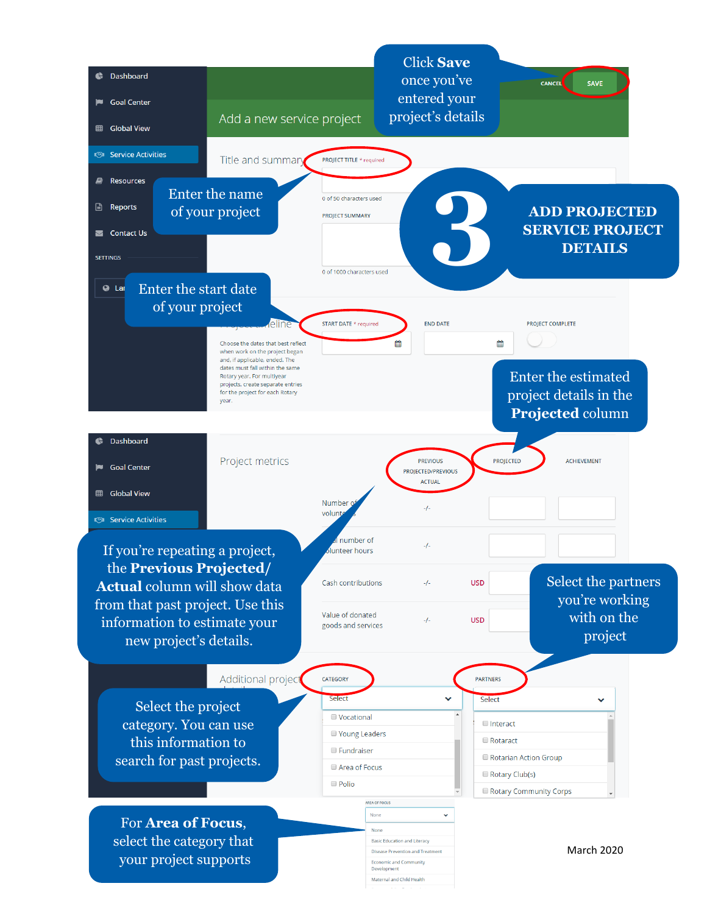# 3 ADD PROJECTED SERVICE PROJECT DETAILS

Click **Save** once you've entered your project's details

CANCEL SAVE

Add a new service project

Dashboard
Goal Center
Global View
Service Activities
Resources
Reports
Contact Us
SETTINGS

Title and summary

PROJECT TITLE * required

Enter the name of your project

0 of 50 characters used

PROJECT SUMMARY

0 of 1000 characters used

Enter the start date of your project

Project timeline

START DATE * required | END DATE | PROJECT COMPLETE

Choose the dates that best reflect when work on the project began and, if applicable, ended. The dates must fall within the same Rotary year. For multiyear projects, create separate entries for the project for each Rotary year.

Enter the estimated project details in the **Projected** column

Project metrics

| | PREVIOUS PROJECTED/PREVIOUS ACTUAL | | PROJECTED | ACHIEVEMENT |
|---|---|---|---|---|
| Number of volunteers | -/- | | | |
| Total number of volunteer hours | -/- | | | |
| Cash contributions | -/- | USD | | |
| Value of donated goods and services | -/- | USD | | |

If you're repeating a project, the **Previous Projected/ Actual** column will show data from that past project. Use this information to estimate your new project's details.

Select the partners you're working with on the project

Additional project details

CATEGORY: Select — Vocational, Young Leaders, Fundraiser, Area of Focus, Polio

PARTNERS: Select — Interact, Rotaract, Rotarian Action Group, Rotary Club(s), Rotary Community Corps

Select the project category. You can use this information to search for past projects.

AREA OF FOCUS: None — None, Basic Education and Literacy, Disease Prevention and Treatment, Economic and Community Development, Maternal and Child Health

For **Area of Focus**, select the category that your project supports

March 2020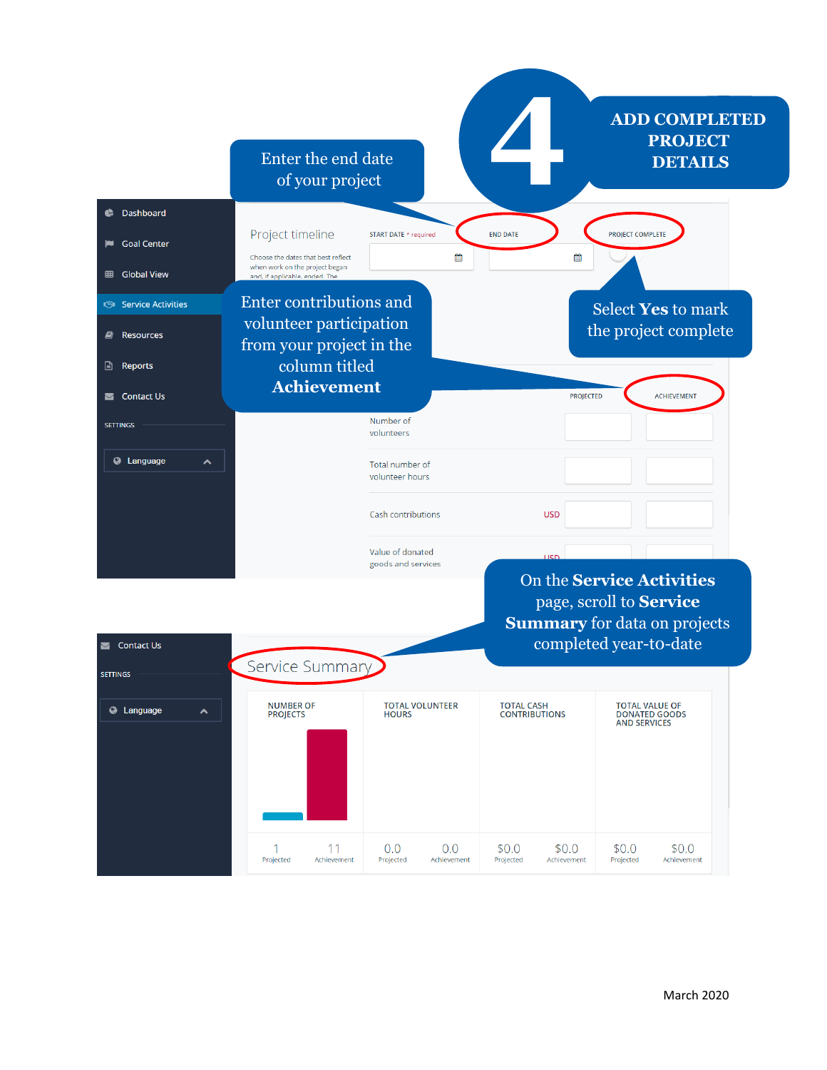# 4 ADD COMPLETED PROJECT DETAILS

Enter the end date of your project

Select **Yes** to mark the project complete

Enter contributions and volunteer participation from your project in the column titled **Achievement**

Project timeline

Choose the dates that best reflect when work on the project began and, if applicable, ended. The

START DATE * required | END DATE | PROJECT COMPLETE

| | PROJECTED | ACHIEVEMENT |
|---|---|---|
| Number of volunteers | | |
| Total number of volunteer hours | | |
| Cash contributions USD | | |
| Value of donated goods and services USD | | |

On the **Service Activities** page, scroll to **Service Summary** for data on projects completed year-to-date

Service Summary

| NUMBER OF PROJECTS | | TOTAL VOLUNTEER HOURS | | TOTAL CASH CONTRIBUTIONS | | TOTAL VALUE OF DONATED GOODS AND SERVICES | |
|---|---|---|---|---|---|---|---|
| 1 | 11 | 0.0 | 0.0 | $0.0 | $0.0 | $0.0 | $0.0 |
| Projected | Achievement | Projected | Achievement | Projected | Achievement | Projected | Achievement |

March 2020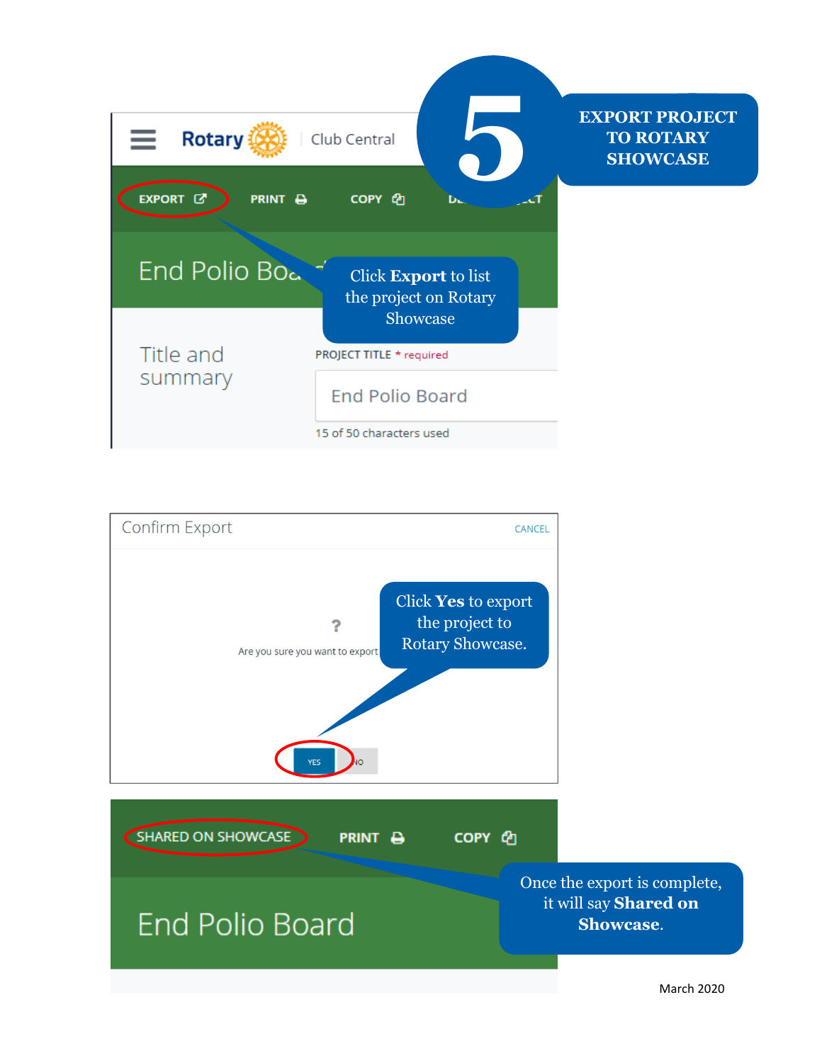# 5 EXPORT PROJECT TO ROTARY SHOWCASE

Rotary | Club Central

EXPORT | PRINT | COPY | DELETE PROJECT

End Polio Board

Click **Export** to list the project on Rotary Showcase

Title and summary

PROJECT TITLE * required

End Polio Board

15 of 50 characters used

Confirm Export | CANCEL

?

Are you sure you want to export

Click **Yes** to export the project to Rotary Showcase.

YES | NO

SHARED ON SHOWCASE | PRINT | COPY

End Polio Board

Once the export is complete, it will say **Shared on Showcase**.

March 2020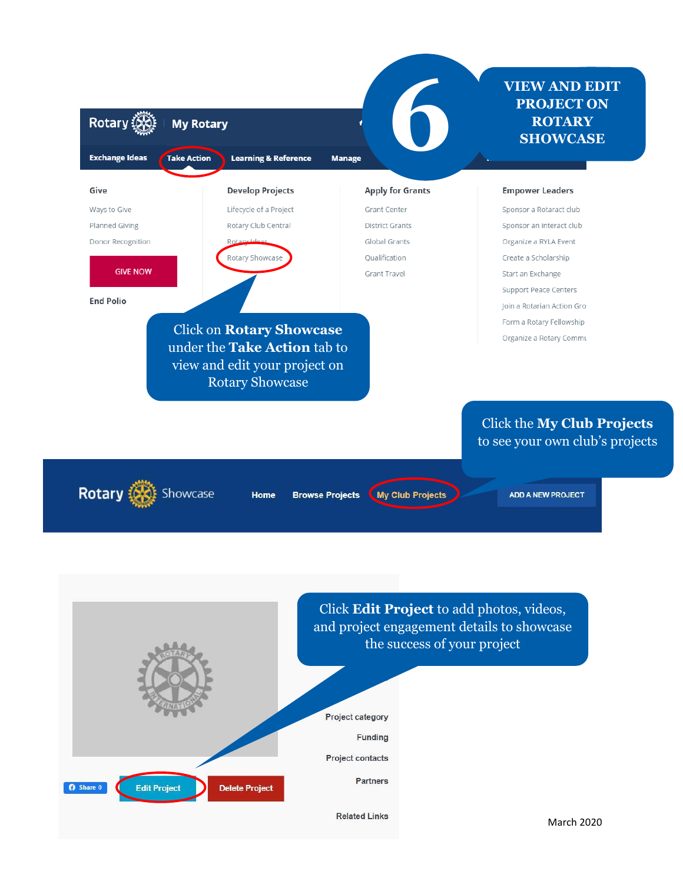# 6 VIEW AND EDIT PROJECT ON ROTARY SHOWCASE

Rotary My Rotary

Exchange Ideas | Take Action | Learning & Reference | Manage

**Give**
- Ways to Give
- Planned Giving
- Donor Recognition

GIVE NOW

**End Polio**

**Develop Projects**
- Lifecycle of a Project
- Rotary Club Central
- Rotary Ideas
- Rotary Showcase

**Apply for Grants**
- Grant Center
- District Grants
- Global Grants
- Qualification
- Grant Travel

**Empower Leaders**
- Sponsor a Rotaract club
- Sponsor an Interact club
- Organize a RYLA Event
- Create a Scholarship
- Start an Exchange
- Support Peace Centers
- Join a Rotarian Action Gro
- Form a Rotary Fellowship
- Organize a Rotary Commu

Click on **Rotary Showcase** under the **Take Action** tab to view and edit your project on Rotary Showcase

Click the **My Club Projects** to see your own club's projects

Rotary Showcase | Home | Browse Projects | My Club Projects | ADD A NEW PROJECT

Click **Edit Project** to add photos, videos, and project engagement details to showcase the success of your project

Share 0 | Edit Project | Delete Project

- Project category
- Funding
- Project contacts
- Partners
- Related Links

March 2020